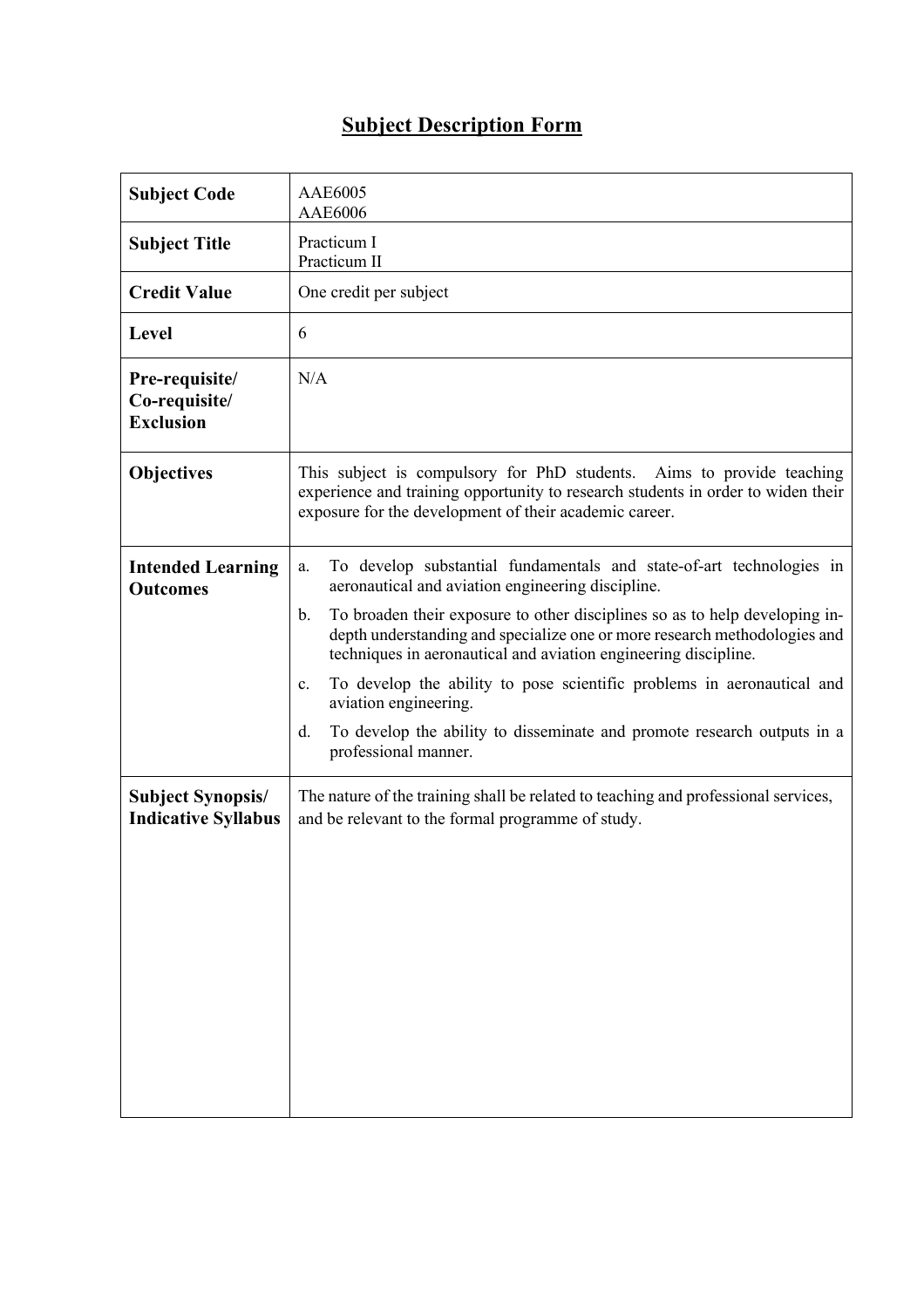# Subject Description Form

| | |
|---|---|
| **Subject Code** | AAE6005<br>AAE6006 |
| **Subject Title** | Practicum I<br>Practicum II |
| **Credit Value** | One credit per subject |
| **Level** | 6 |
| **Pre-requisite/ Co-requisite/ Exclusion** | N/A |
| **Objectives** | This subject is compulsory for PhD students. Aims to provide teaching experience and training opportunity to research students in order to widen their exposure for the development of their academic career. |
| **Intended Learning Outcomes** | a. To develop substantial fundamentals and state-of-art technologies in aeronautical and aviation engineering discipline.<br>b. To broaden their exposure to other disciplines so as to help developing in-depth understanding and specialize one or more research methodologies and techniques in aeronautical and aviation engineering discipline.<br>c. To develop the ability to pose scientific problems in aeronautical and aviation engineering.<br>d. To develop the ability to disseminate and promote research outputs in a professional manner. |
| **Subject Synopsis/ Indicative Syllabus** | The nature of the training shall be related to teaching and professional services, and be relevant to the formal programme of study. |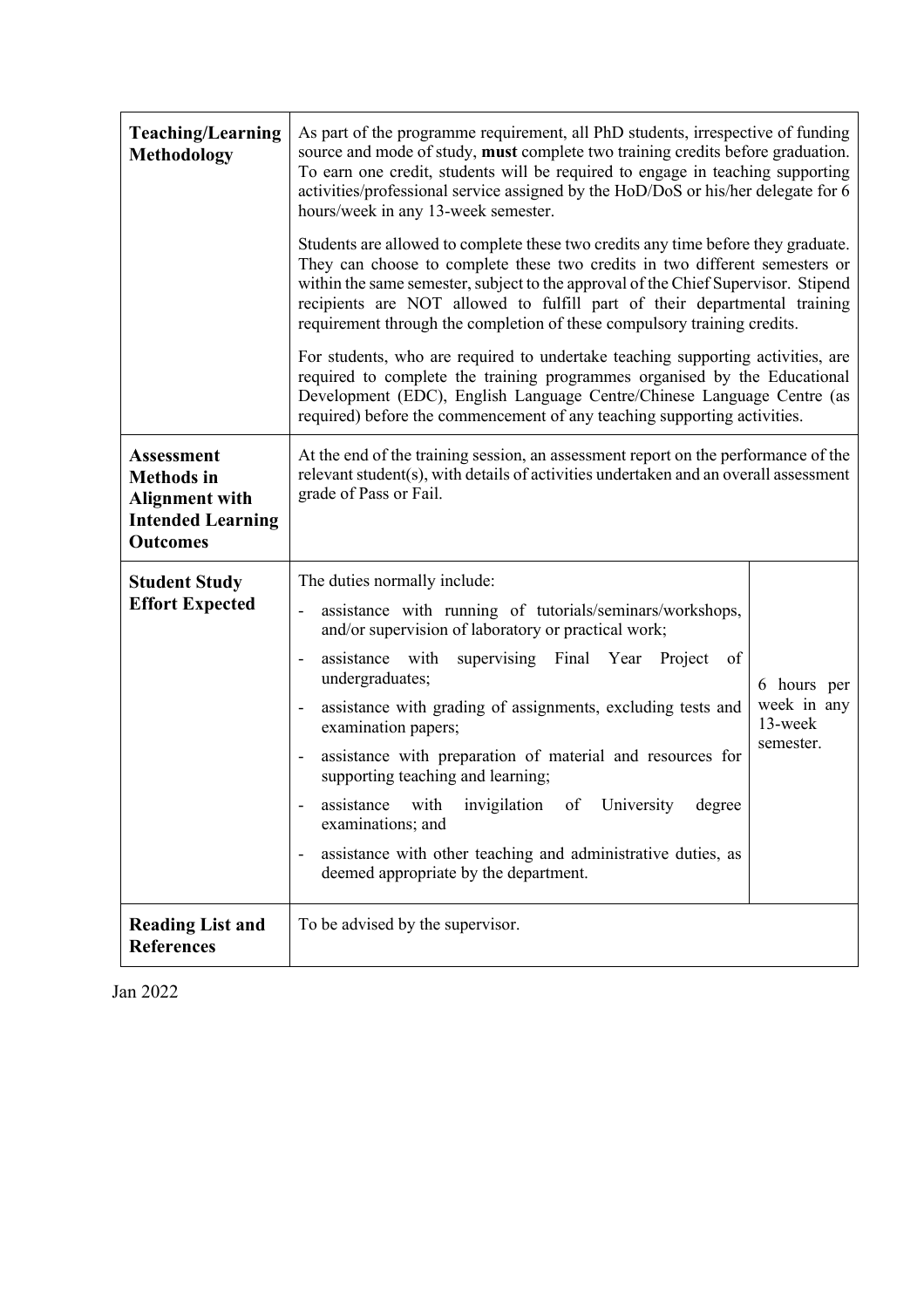| | | |
|---|---|---|
| **Teaching/Learning Methodology** | As part of the programme requirement, all PhD students, irrespective of funding source and mode of study, **must** complete two training credits before graduation. To earn one credit, students will be required to engage in teaching supporting activities/professional service assigned by the HoD/DoS or his/her delegate for 6 hours/week in any 13-week semester.<br><br>Students are allowed to complete these two credits any time before they graduate. They can choose to complete these two credits in two different semesters or within the same semester, subject to the approval of the Chief Supervisor. Stipend recipients are NOT allowed to fulfill part of their departmental training requirement through the completion of these compulsory training credits.<br><br>For students, who are required to undertake teaching supporting activities, are required to complete the training programmes organised by the Educational Development (EDC), English Language Centre/Chinese Language Centre (as required) before the commencement of any teaching supporting activities. | |
| **Assessment Methods in Alignment with Intended Learning Outcomes** | At the end of the training session, an assessment report on the performance of the relevant student(s), with details of activities undertaken and an overall assessment grade of Pass or Fail. | |
| **Student Study Effort Expected** | The duties normally include:<br>- assistance with running of tutorials/seminars/workshops, and/or supervision of laboratory or practical work;<br>- assistance with supervising Final Year Project of undergraduates;<br>- assistance with grading of assignments, excluding tests and examination papers;<br>- assistance with preparation of material and resources for supporting teaching and learning;<br>- assistance with invigilation of University degree examinations; and<br>- assistance with other teaching and administrative duties, as deemed appropriate by the department. | 6 hours per week in any 13-week semester. |
| **Reading List and References** | To be advised by the supervisor. | |

Jan 2022